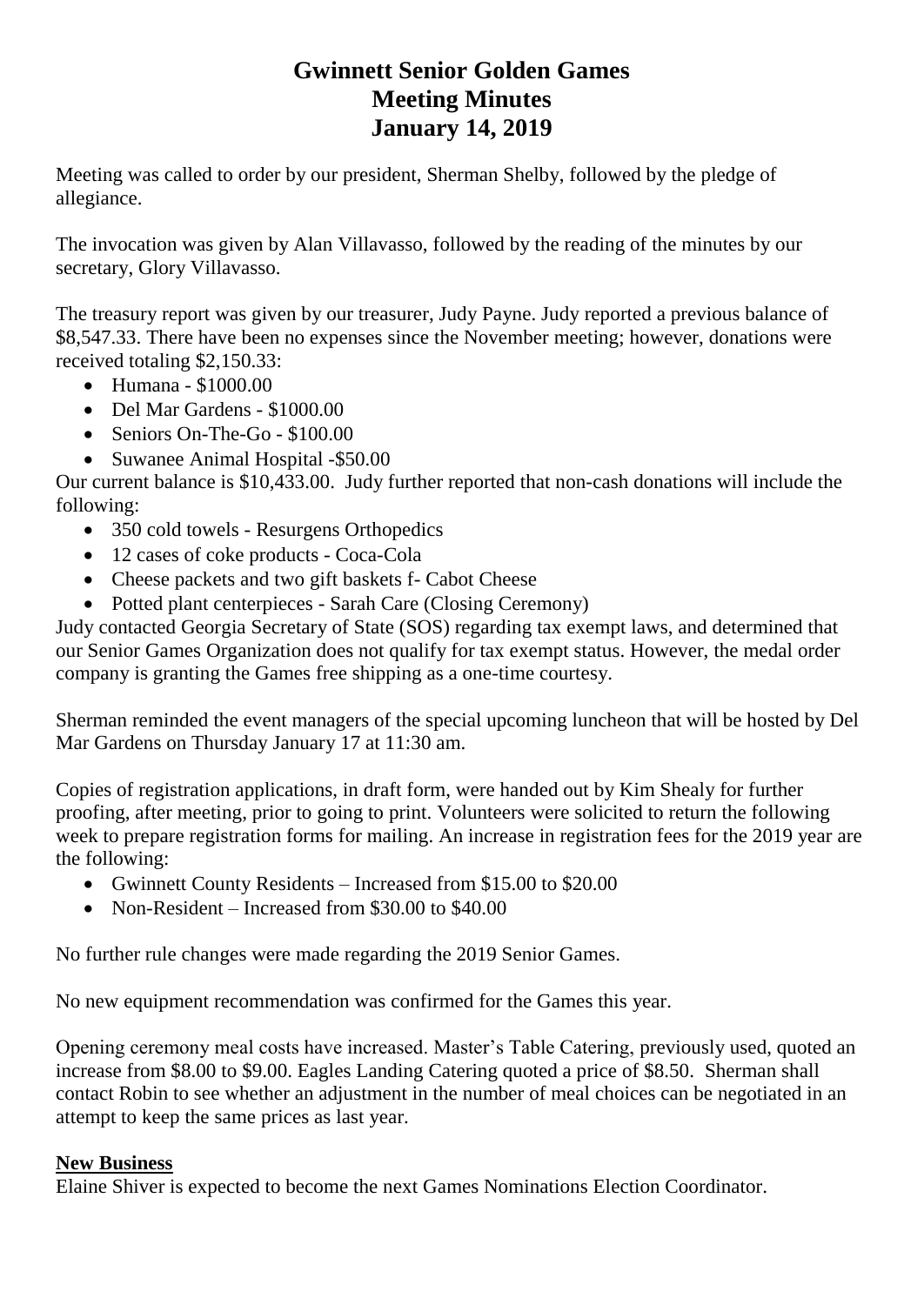# Gwinnett Senior Golden Games
# Meeting Minutes
# January 14, 2019

Meeting was called to order by our president, Sherman Shelby, followed by the pledge of allegiance.

The invocation was given by Alan Villavasso, followed by the reading of the minutes by our secretary, Glory Villavasso.

The treasury report was given by our treasurer, Judy Payne. Judy reported a previous balance of $8,547.33. There have been no expenses since the November meeting; however, donations were received totaling $2,150.33:

- Humana - $1000.00
- Del Mar Gardens - $1000.00
- Seniors On-The-Go - $100.00
- Suwanee Animal Hospital -$50.00

Our current balance is $10,433.00. Judy further reported that non-cash donations will include the following:

- 350 cold towels - Resurgens Orthopedics
- 12 cases of coke products - Coca-Cola
- Cheese packets and two gift baskets f- Cabot Cheese
- Potted plant centerpieces - Sarah Care (Closing Ceremony)

Judy contacted Georgia Secretary of State (SOS) regarding tax exempt laws, and determined that our Senior Games Organization does not qualify for tax exempt status. However, the medal order company is granting the Games free shipping as a one-time courtesy.

Sherman reminded the event managers of the special upcoming luncheon that will be hosted by Del Mar Gardens on Thursday January 17 at 11:30 am.

Copies of registration applications, in draft form, were handed out by Kim Shealy for further proofing, after meeting, prior to going to print. Volunteers were solicited to return the following week to prepare registration forms for mailing. An increase in registration fees for the 2019 year are the following:

- Gwinnett County Residents – Increased from $15.00 to $20.00
- Non-Resident – Increased from $30.00 to $40.00

No further rule changes were made regarding the 2019 Senior Games.

No new equipment recommendation was confirmed for the Games this year.

Opening ceremony meal costs have increased. Master's Table Catering, previously used, quoted an increase from $8.00 to $9.00. Eagles Landing Catering quoted a price of $8.50. Sherman shall contact Robin to see whether an adjustment in the number of meal choices can be negotiated in an attempt to keep the same prices as last year.

## New Business

Elaine Shiver is expected to become the next Games Nominations Election Coordinator.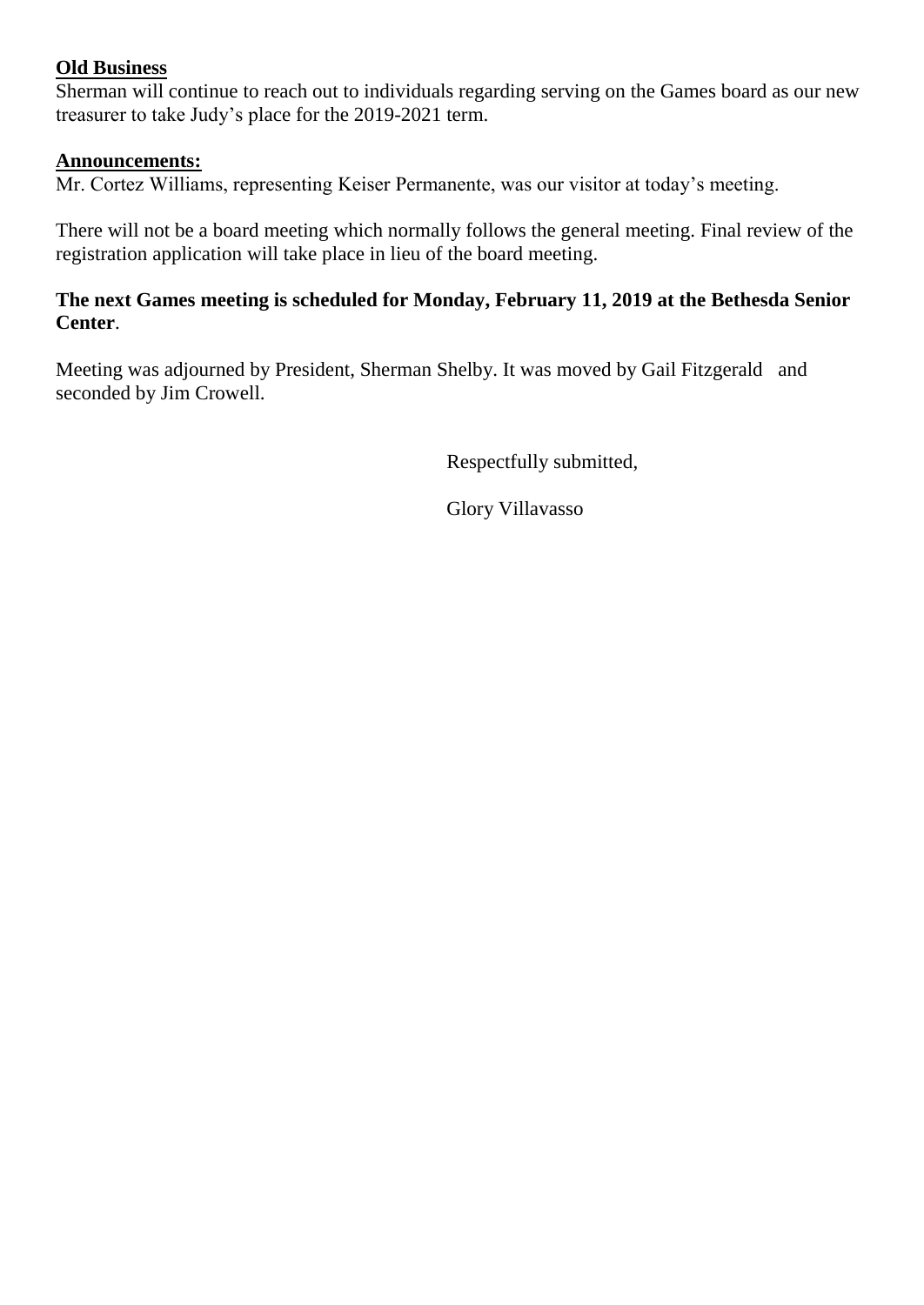**Old Business**

Sherman will continue to reach out to individuals regarding serving on the Games board as our new treasurer to take Judy's place for the 2019-2021 term.

**Announcements:**

Mr. Cortez Williams, representing Keiser Permanente, was our visitor at today's meeting.

There will not be a board meeting which normally follows the general meeting. Final review of the registration application will take place in lieu of the board meeting.

**The next Games meeting is scheduled for Monday, February 11, 2019 at the Bethesda Senior Center**.

Meeting was adjourned by President, Sherman Shelby. It was moved by Gail Fitzgerald and seconded by Jim Crowell.

Respectfully submitted,

Glory Villavasso